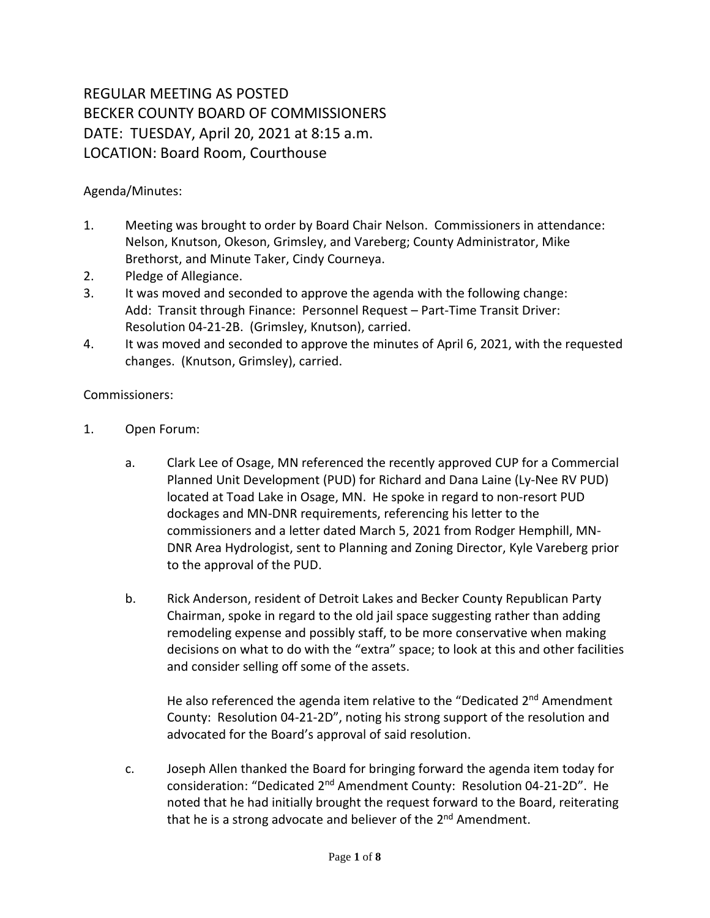# REGULAR MEETING AS POSTED
# BECKER COUNTY BOARD OF COMMISSIONERS
# DATE: TUESDAY, April 20, 2021 at 8:15 a.m.
# LOCATION: Board Room, Courthouse

Agenda/Minutes:

1. Meeting was brought to order by Board Chair Nelson. Commissioners in attendance: Nelson, Knutson, Okeson, Grimsley, and Vareberg; County Administrator, Mike Brethorst, and Minute Taker, Cindy Courneya.
2. Pledge of Allegiance.
3. It was moved and seconded to approve the agenda with the following change: Add: Transit through Finance: Personnel Request – Part-Time Transit Driver: Resolution 04-21-2B. (Grimsley, Knutson), carried.
4. It was moved and seconded to approve the minutes of April 6, 2021, with the requested changes. (Knutson, Grimsley), carried.

Commissioners:

1. Open Forum:

   a. Clark Lee of Osage, MN referenced the recently approved CUP for a Commercial Planned Unit Development (PUD) for Richard and Dana Laine (Ly-Nee RV PUD) located at Toad Lake in Osage, MN. He spoke in regard to non-resort PUD dockages and MN-DNR requirements, referencing his letter to the commissioners and a letter dated March 5, 2021 from Rodger Hemphill, MN-DNR Area Hydrologist, sent to Planning and Zoning Director, Kyle Vareberg prior to the approval of the PUD.

   b. Rick Anderson, resident of Detroit Lakes and Becker County Republican Party Chairman, spoke in regard to the old jail space suggesting rather than adding remodeling expense and possibly staff, to be more conservative when making decisions on what to do with the "extra" space; to look at this and other facilities and consider selling off some of the assets.

      He also referenced the agenda item relative to the "Dedicated 2nd Amendment County: Resolution 04-21-2D", noting his strong support of the resolution and advocated for the Board's approval of said resolution.

   c. Joseph Allen thanked the Board for bringing forward the agenda item today for consideration: "Dedicated 2nd Amendment County: Resolution 04-21-2D". He noted that he had initially brought the request forward to the Board, reiterating that he is a strong advocate and believer of the 2nd Amendment.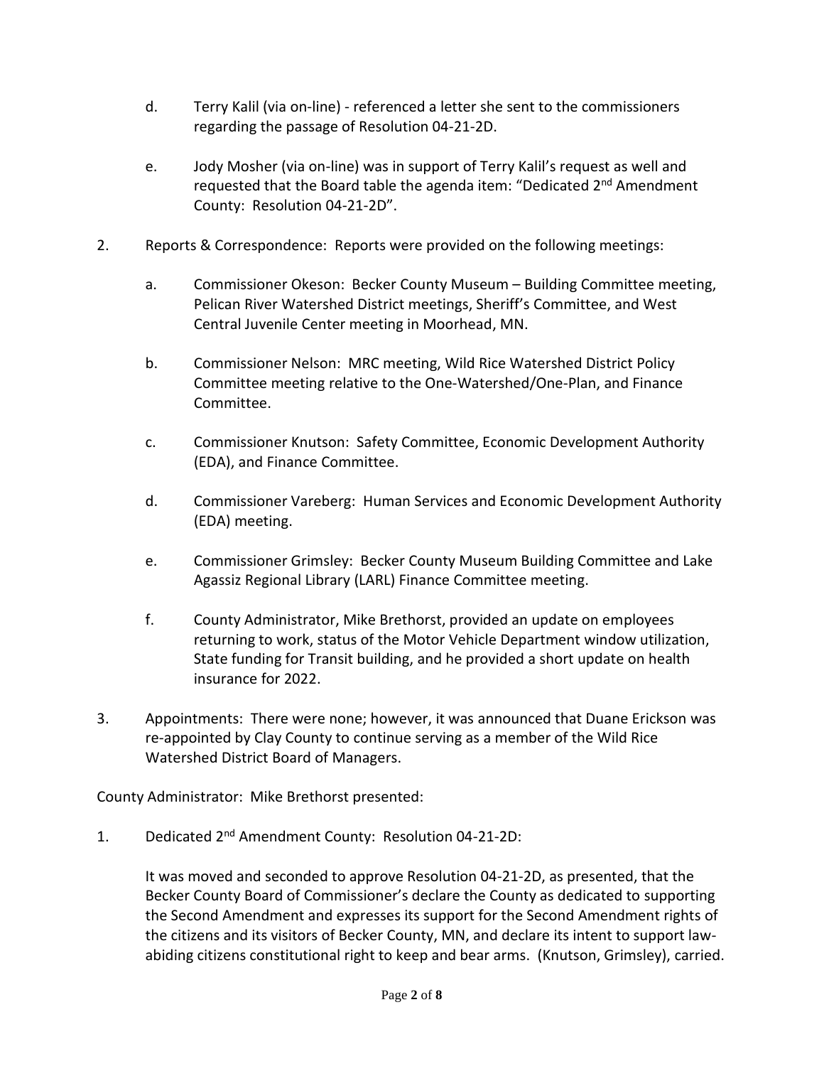d. Terry Kalil (via on-line) - referenced a letter she sent to the commissioners regarding the passage of Resolution 04-21-2D.

e. Jody Mosher (via on-line) was in support of Terry Kalil's request as well and requested that the Board table the agenda item: "Dedicated 2nd Amendment County: Resolution 04-21-2D".

2. Reports & Correspondence: Reports were provided on the following meetings:

   a. Commissioner Okeson: Becker County Museum – Building Committee meeting, Pelican River Watershed District meetings, Sheriff's Committee, and West Central Juvenile Center meeting in Moorhead, MN.

   b. Commissioner Nelson: MRC meeting, Wild Rice Watershed District Policy Committee meeting relative to the One-Watershed/One-Plan, and Finance Committee.

   c. Commissioner Knutson: Safety Committee, Economic Development Authority (EDA), and Finance Committee.

   d. Commissioner Vareberg: Human Services and Economic Development Authority (EDA) meeting.

   e. Commissioner Grimsley: Becker County Museum Building Committee and Lake Agassiz Regional Library (LARL) Finance Committee meeting.

   f. County Administrator, Mike Brethorst, provided an update on employees returning to work, status of the Motor Vehicle Department window utilization, State funding for Transit building, and he provided a short update on health insurance for 2022.

3. Appointments: There were none; however, it was announced that Duane Erickson was re-appointed by Clay County to continue serving as a member of the Wild Rice Watershed District Board of Managers.

County Administrator: Mike Brethorst presented:

1. Dedicated 2nd Amendment County: Resolution 04-21-2D:

   It was moved and seconded to approve Resolution 04-21-2D, as presented, that the Becker County Board of Commissioner's declare the County as dedicated to supporting the Second Amendment and expresses its support for the Second Amendment rights of the citizens and its visitors of Becker County, MN, and declare its intent to support law-abiding citizens constitutional right to keep and bear arms. (Knutson, Grimsley), carried.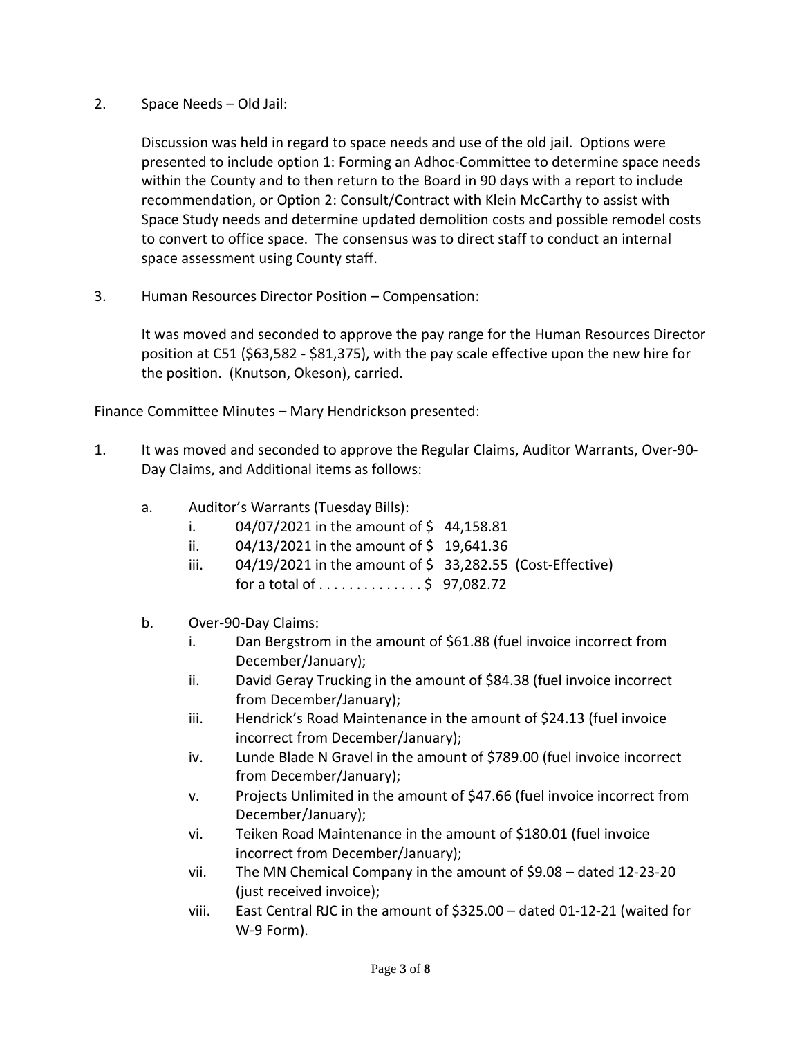2. Space Needs – Old Jail:

   Discussion was held in regard to space needs and use of the old jail. Options were presented to include option 1: Forming an Adhoc-Committee to determine space needs within the County and to then return to the Board in 90 days with a report to include recommendation, or Option 2: Consult/Contract with Klein McCarthy to assist with Space Study needs and determine updated demolition costs and possible remodel costs to convert to office space. The consensus was to direct staff to conduct an internal space assessment using County staff.

3. Human Resources Director Position – Compensation:

   It was moved and seconded to approve the pay range for the Human Resources Director position at C51 ($63,582 - $81,375), with the pay scale effective upon the new hire for the position. (Knutson, Okeson), carried.

Finance Committee Minutes – Mary Hendrickson presented:

1. It was moved and seconded to approve the Regular Claims, Auditor Warrants, Over-90-Day Claims, and Additional items as follows:

   a. Auditor's Warrants (Tuesday Bills):
      - i. 04/07/2021 in the amount of $ 44,158.81
      - ii. 04/13/2021 in the amount of $ 19,641.36
      - iii. 04/19/2021 in the amount of $ 33,282.55 (Cost-Effective)
        for a total of . . . . . . . . . . . . . . $ 97,082.72

   b. Over-90-Day Claims:
      - i. Dan Bergstrom in the amount of $61.88 (fuel invoice incorrect from December/January);
      - ii. David Geray Trucking in the amount of $84.38 (fuel invoice incorrect from December/January);
      - iii. Hendrick's Road Maintenance in the amount of $24.13 (fuel invoice incorrect from December/January);
      - iv. Lunde Blade N Gravel in the amount of $789.00 (fuel invoice incorrect from December/January);
      - v. Projects Unlimited in the amount of $47.66 (fuel invoice incorrect from December/January);
      - vi. Teiken Road Maintenance in the amount of $180.01 (fuel invoice incorrect from December/January);
      - vii. The MN Chemical Company in the amount of $9.08 – dated 12-23-20 (just received invoice);
      - viii. East Central RJC in the amount of $325.00 – dated 01-12-21 (waited for W-9 Form).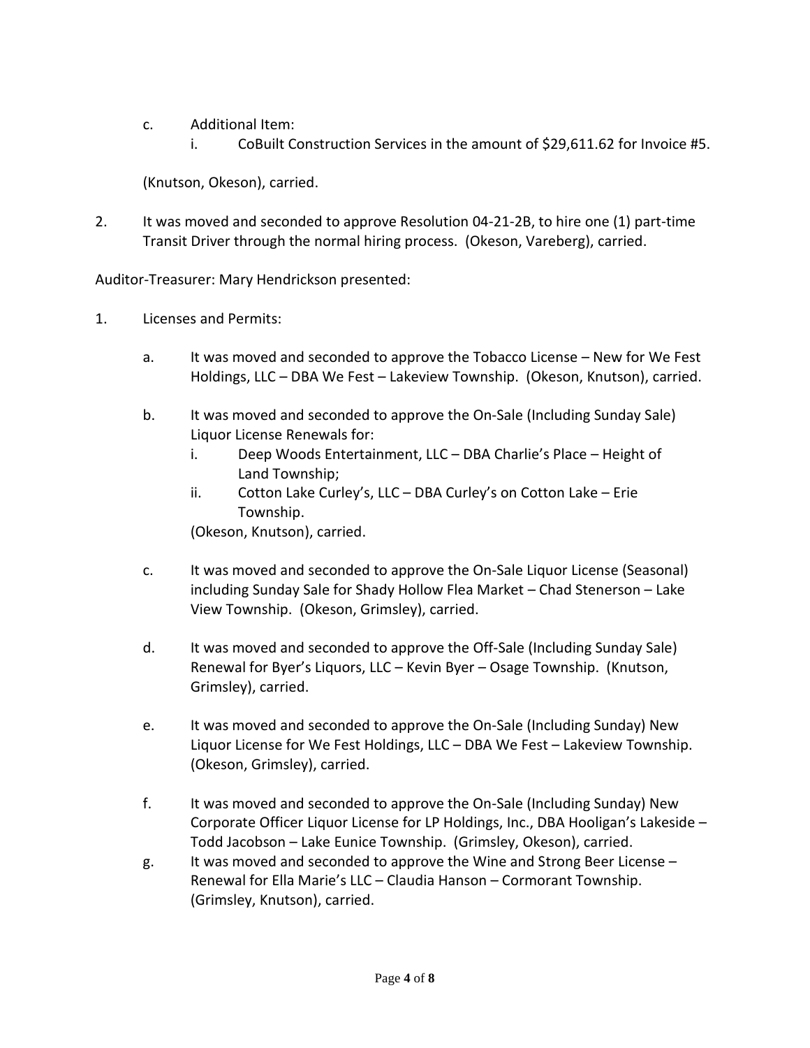c. Additional Item:
   i. CoBuilt Construction Services in the amount of $29,611.62 for Invoice #5.

(Knutson, Okeson), carried.

2. It was moved and seconded to approve Resolution 04-21-2B, to hire one (1) part-time Transit Driver through the normal hiring process. (Okeson, Vareberg), carried.

Auditor-Treasurer: Mary Hendrickson presented:

1. Licenses and Permits:

   a. It was moved and seconded to approve the Tobacco License – New for We Fest Holdings, LLC – DBA We Fest – Lakeview Township. (Okeson, Knutson), carried.

   b. It was moved and seconded to approve the On-Sale (Including Sunday Sale) Liquor License Renewals for:
      i. Deep Woods Entertainment, LLC – DBA Charlie's Place – Height of Land Township;
      ii. Cotton Lake Curley's, LLC – DBA Curley's on Cotton Lake – Erie Township.

      (Okeson, Knutson), carried.

   c. It was moved and seconded to approve the On-Sale Liquor License (Seasonal) including Sunday Sale for Shady Hollow Flea Market – Chad Stenerson – Lake View Township. (Okeson, Grimsley), carried.

   d. It was moved and seconded to approve the Off-Sale (Including Sunday Sale) Renewal for Byer's Liquors, LLC – Kevin Byer – Osage Township. (Knutson, Grimsley), carried.

   e. It was moved and seconded to approve the On-Sale (Including Sunday) New Liquor License for We Fest Holdings, LLC – DBA We Fest – Lakeview Township. (Okeson, Grimsley), carried.

   f. It was moved and seconded to approve the On-Sale (Including Sunday) New Corporate Officer Liquor License for LP Holdings, Inc., DBA Hooligan's Lakeside – Todd Jacobson – Lake Eunice Township. (Grimsley, Okeson), carried.

   g. It was moved and seconded to approve the Wine and Strong Beer License – Renewal for Ella Marie's LLC – Claudia Hanson – Cormorant Township. (Grimsley, Knutson), carried.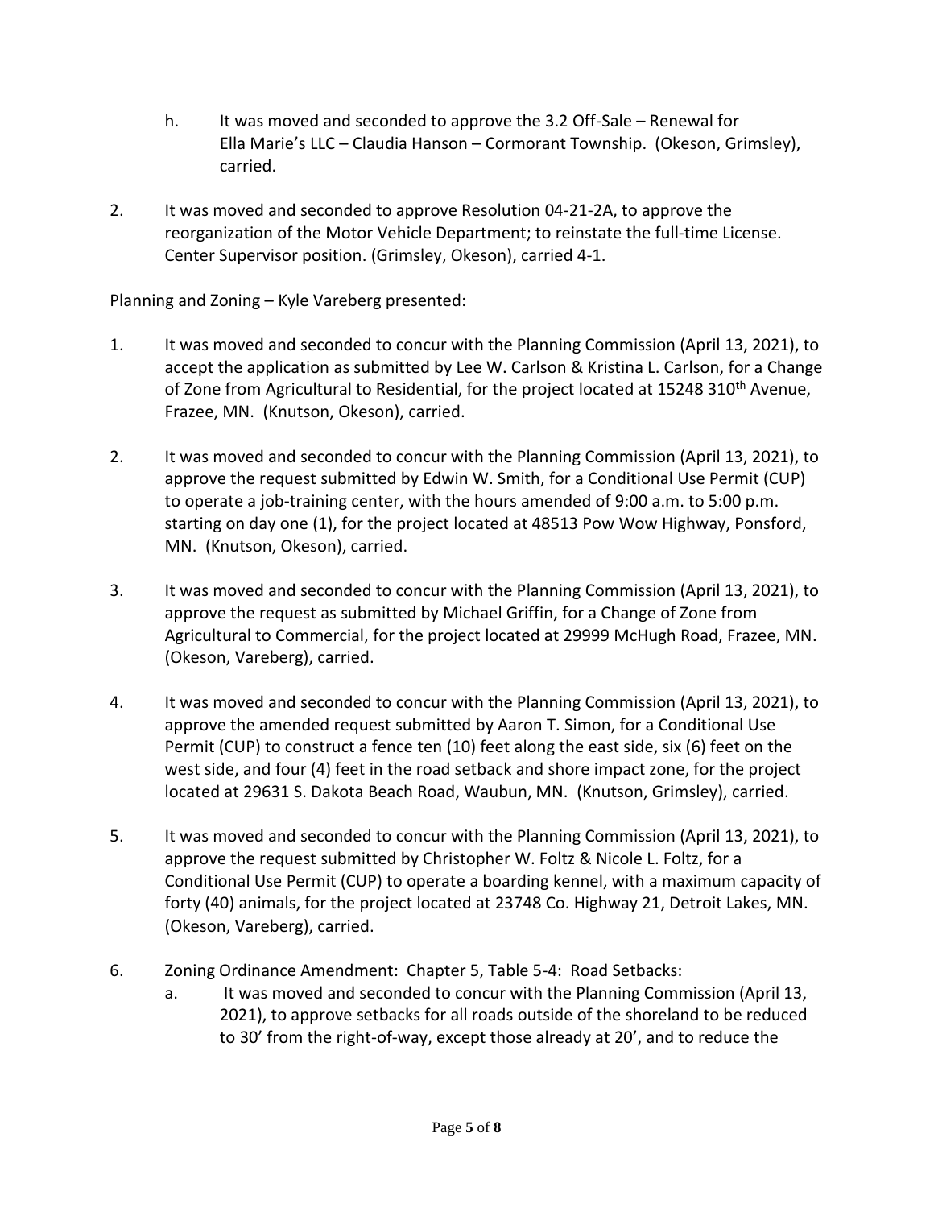h. It was moved and seconded to approve the 3.2 Off-Sale – Renewal for Ella Marie's LLC – Claudia Hanson – Cormorant Township. (Okeson, Grimsley), carried.

2. It was moved and seconded to approve Resolution 04-21-2A, to approve the reorganization of the Motor Vehicle Department; to reinstate the full-time License. Center Supervisor position. (Grimsley, Okeson), carried 4-1.

Planning and Zoning – Kyle Vareberg presented:

1. It was moved and seconded to concur with the Planning Commission (April 13, 2021), to accept the application as submitted by Lee W. Carlson & Kristina L. Carlson, for a Change of Zone from Agricultural to Residential, for the project located at 15248 310th Avenue, Frazee, MN. (Knutson, Okeson), carried.

2. It was moved and seconded to concur with the Planning Commission (April 13, 2021), to approve the request submitted by Edwin W. Smith, for a Conditional Use Permit (CUP) to operate a job-training center, with the hours amended of 9:00 a.m. to 5:00 p.m. starting on day one (1), for the project located at 48513 Pow Wow Highway, Ponsford, MN. (Knutson, Okeson), carried.

3. It was moved and seconded to concur with the Planning Commission (April 13, 2021), to approve the request as submitted by Michael Griffin, for a Change of Zone from Agricultural to Commercial, for the project located at 29999 McHugh Road, Frazee, MN. (Okeson, Vareberg), carried.

4. It was moved and seconded to concur with the Planning Commission (April 13, 2021), to approve the amended request submitted by Aaron T. Simon, for a Conditional Use Permit (CUP) to construct a fence ten (10) feet along the east side, six (6) feet on the west side, and four (4) feet in the road setback and shore impact zone, for the project located at 29631 S. Dakota Beach Road, Waubun, MN. (Knutson, Grimsley), carried.

5. It was moved and seconded to concur with the Planning Commission (April 13, 2021), to approve the request submitted by Christopher W. Foltz & Nicole L. Foltz, for a Conditional Use Permit (CUP) to operate a boarding kennel, with a maximum capacity of forty (40) animals, for the project located at 23748 Co. Highway 21, Detroit Lakes, MN. (Okeson, Vareberg), carried.

6. Zoning Ordinance Amendment: Chapter 5, Table 5-4: Road Setbacks:
   a. It was moved and seconded to concur with the Planning Commission (April 13, 2021), to approve setbacks for all roads outside of the shoreland to be reduced to 30' from the right-of-way, except those already at 20', and to reduce the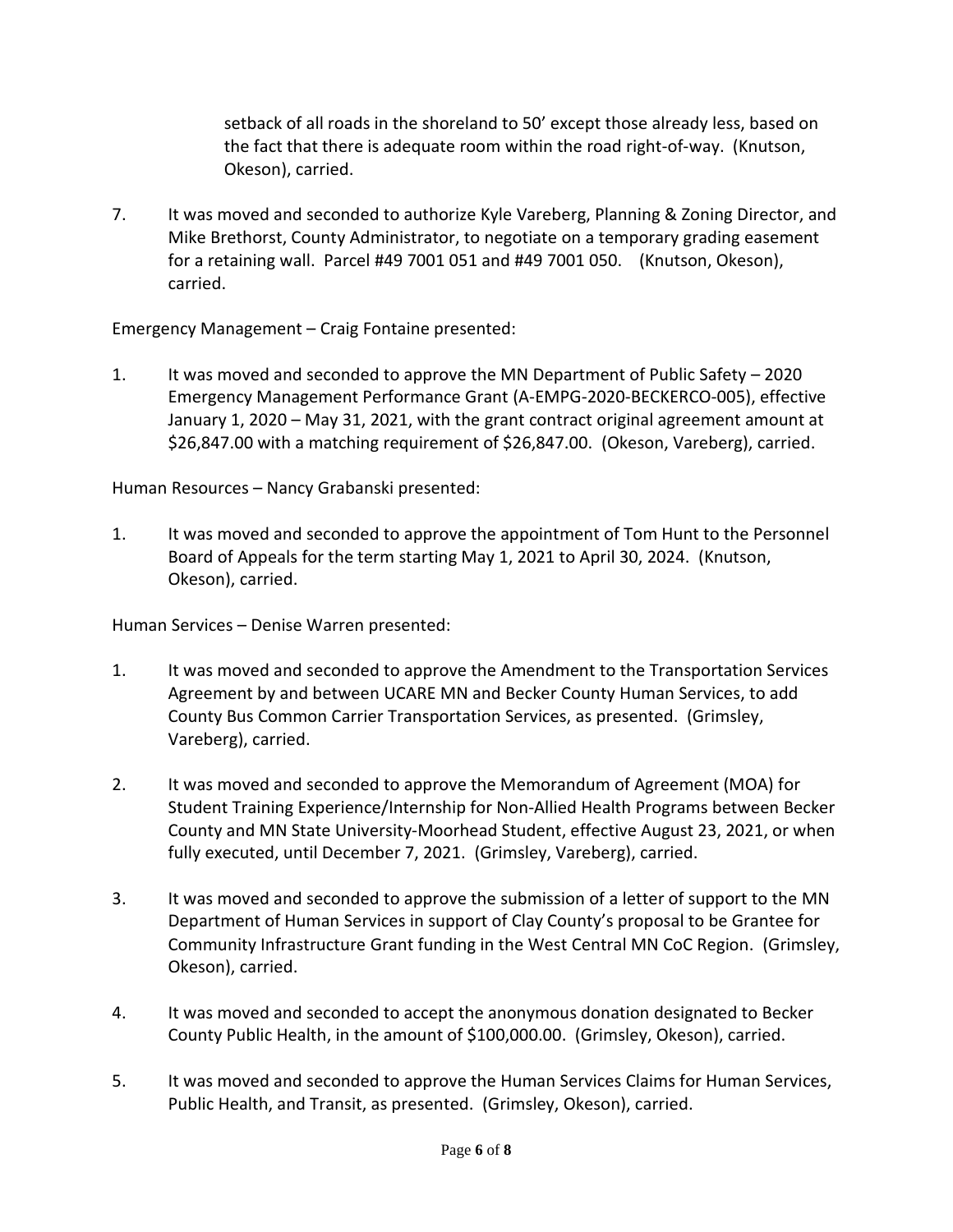setback of all roads in the shoreland to 50' except those already less, based on the fact that there is adequate room within the road right-of-way. (Knutson, Okeson), carried.

7. It was moved and seconded to authorize Kyle Vareberg, Planning & Zoning Director, and Mike Brethorst, County Administrator, to negotiate on a temporary grading easement for a retaining wall. Parcel #49 7001 051 and #49 7001 050. (Knutson, Okeson), carried.

Emergency Management – Craig Fontaine presented:

1. It was moved and seconded to approve the MN Department of Public Safety – 2020 Emergency Management Performance Grant (A-EMPG-2020-BECKERCO-005), effective January 1, 2020 – May 31, 2021, with the grant contract original agreement amount at $26,847.00 with a matching requirement of $26,847.00. (Okeson, Vareberg), carried.

Human Resources – Nancy Grabanski presented:

1. It was moved and seconded to approve the appointment of Tom Hunt to the Personnel Board of Appeals for the term starting May 1, 2021 to April 30, 2024. (Knutson, Okeson), carried.

Human Services – Denise Warren presented:

1. It was moved and seconded to approve the Amendment to the Transportation Services Agreement by and between UCARE MN and Becker County Human Services, to add County Bus Common Carrier Transportation Services, as presented. (Grimsley, Vareberg), carried.

2. It was moved and seconded to approve the Memorandum of Agreement (MOA) for Student Training Experience/Internship for Non-Allied Health Programs between Becker County and MN State University-Moorhead Student, effective August 23, 2021, or when fully executed, until December 7, 2021. (Grimsley, Vareberg), carried.

3. It was moved and seconded to approve the submission of a letter of support to the MN Department of Human Services in support of Clay County's proposal to be Grantee for Community Infrastructure Grant funding in the West Central MN CoC Region. (Grimsley, Okeson), carried.

4. It was moved and seconded to accept the anonymous donation designated to Becker County Public Health, in the amount of $100,000.00. (Grimsley, Okeson), carried.

5. It was moved and seconded to approve the Human Services Claims for Human Services, Public Health, and Transit, as presented. (Grimsley, Okeson), carried.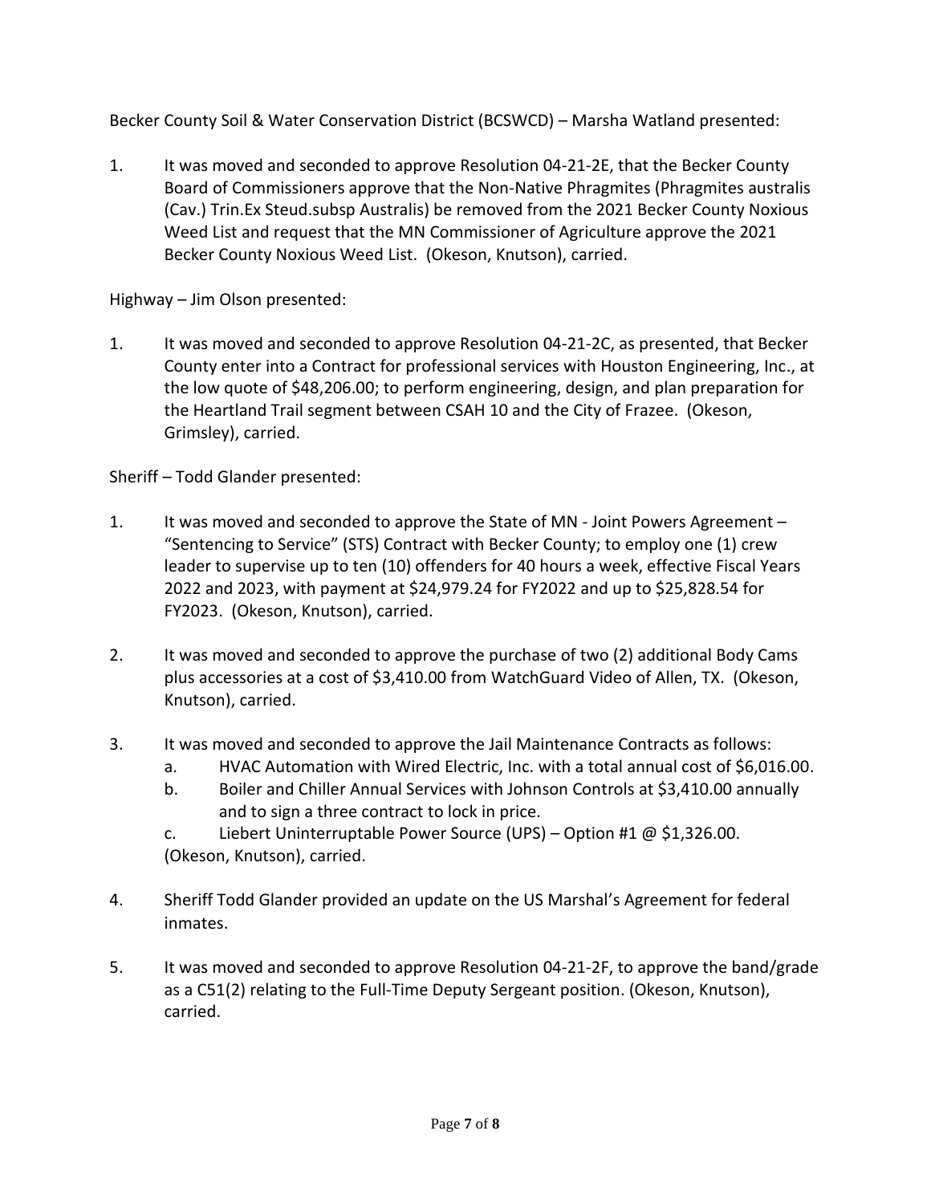Becker County Soil & Water Conservation District (BCSWCD) – Marsha Watland presented:

1. It was moved and seconded to approve Resolution 04-21-2E, that the Becker County Board of Commissioners approve that the Non-Native Phragmites (Phragmites australis (Cav.) Trin.Ex Steud.subsp Australis) be removed from the 2021 Becker County Noxious Weed List and request that the MN Commissioner of Agriculture approve the 2021 Becker County Noxious Weed List. (Okeson, Knutson), carried.

Highway – Jim Olson presented:

1. It was moved and seconded to approve Resolution 04-21-2C, as presented, that Becker County enter into a Contract for professional services with Houston Engineering, Inc., at the low quote of $48,206.00; to perform engineering, design, and plan preparation for the Heartland Trail segment between CSAH 10 and the City of Frazee. (Okeson, Grimsley), carried.

Sheriff – Todd Glander presented:

1. It was moved and seconded to approve the State of MN - Joint Powers Agreement – "Sentencing to Service" (STS) Contract with Becker County; to employ one (1) crew leader to supervise up to ten (10) offenders for 40 hours a week, effective Fiscal Years 2022 and 2023, with payment at $24,979.24 for FY2022 and up to $25,828.54 for FY2023. (Okeson, Knutson), carried.

2. It was moved and seconded to approve the purchase of two (2) additional Body Cams plus accessories at a cost of $3,410.00 from WatchGuard Video of Allen, TX. (Okeson, Knutson), carried.

3. It was moved and seconded to approve the Jail Maintenance Contracts as follows:
   a. HVAC Automation with Wired Electric, Inc. with a total annual cost of $6,016.00.
   b. Boiler and Chiller Annual Services with Johnson Controls at $3,410.00 annually and to sign a three contract to lock in price.
   c. Liebert Uninterruptable Power Source (UPS) – Option #1 @ $1,326.00.

   (Okeson, Knutson), carried.

4. Sheriff Todd Glander provided an update on the US Marshal's Agreement for federal inmates.

5. It was moved and seconded to approve Resolution 04-21-2F, to approve the band/grade as a C51(2) relating to the Full-Time Deputy Sergeant position. (Okeson, Knutson), carried.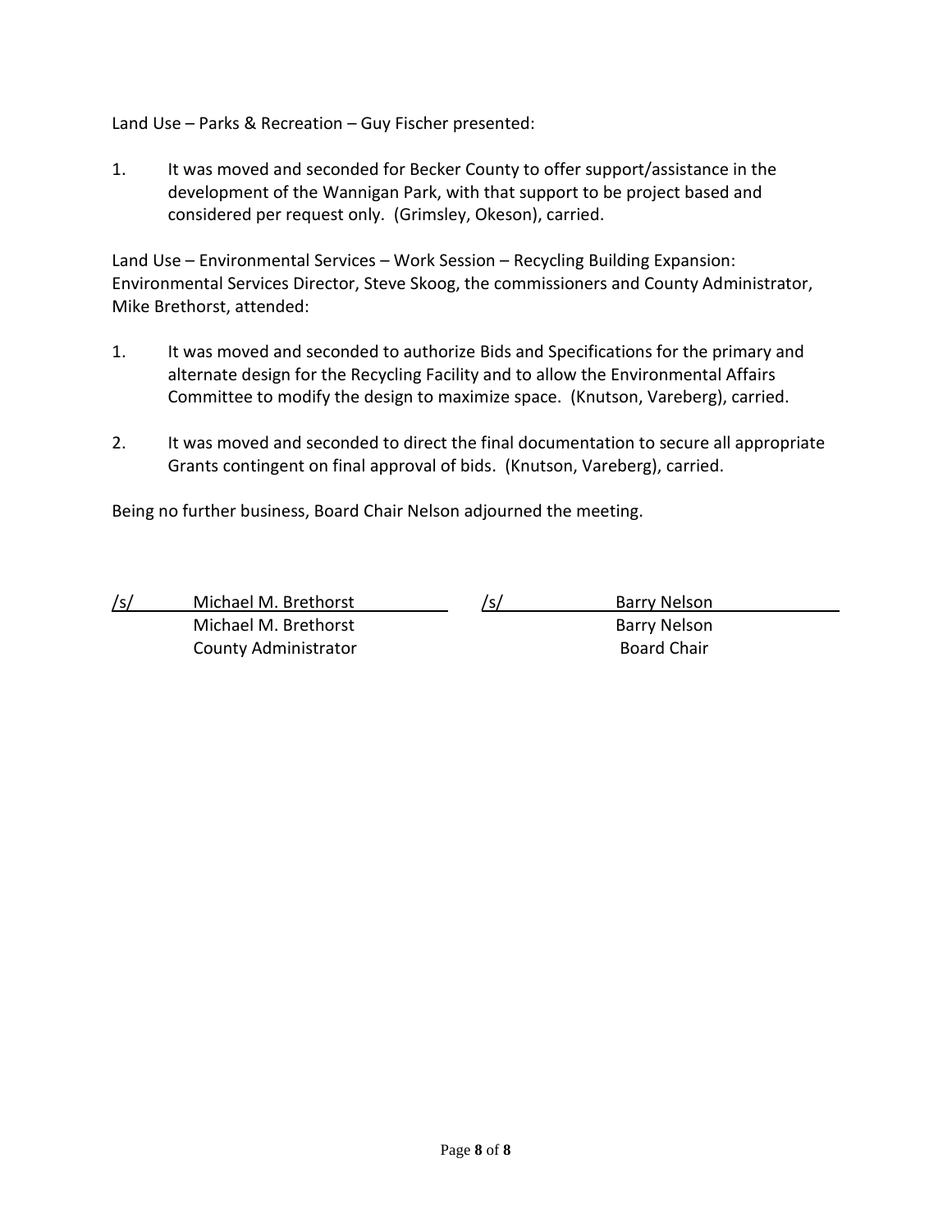Land Use – Parks & Recreation – Guy Fischer presented:

1. It was moved and seconded for Becker County to offer support/assistance in the development of the Wannigan Park, with that support to be project based and considered per request only. (Grimsley, Okeson), carried.

Land Use – Environmental Services – Work Session – Recycling Building Expansion: Environmental Services Director, Steve Skoog, the commissioners and County Administrator, Mike Brethorst, attended:

1. It was moved and seconded to authorize Bids and Specifications for the primary and alternate design for the Recycling Facility and to allow the Environmental Affairs Committee to modify the design to maximize space. (Knutson, Vareberg), carried.

2. It was moved and seconded to direct the final documentation to secure all appropriate Grants contingent on final approval of bids. (Knutson, Vareberg), carried.

Being no further business, Board Chair Nelson adjourned the meeting.

| | |
|---|---|
| /s/ Michael M. Brethorst | /s/ Barry Nelson |
| Michael M. Brethorst | Barry Nelson |
| County Administrator | Board Chair |